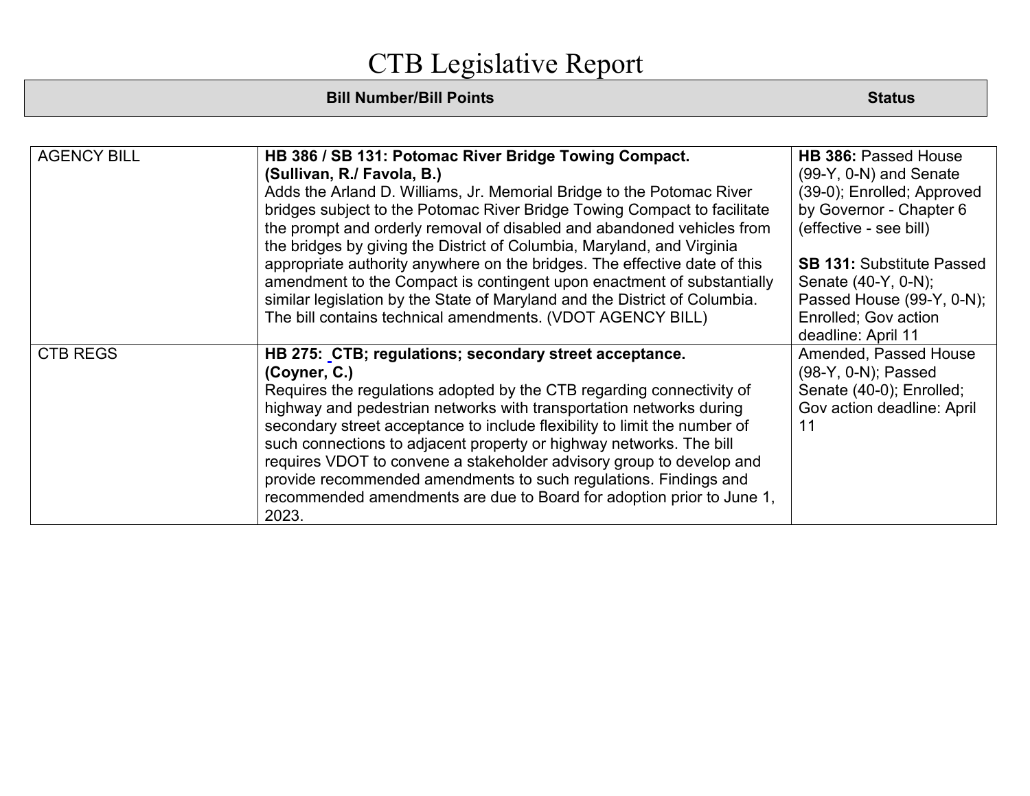# CTB Legislative Report

| | Bill Number/Bill Points | Status |
|---|---|---|
| AGENCY BILL | **HB 386 / SB 131: Potomac River Bridge Towing Compact. (Sullivan, R./ Favola, B.)** Adds the Arland D. Williams, Jr. Memorial Bridge to the Potomac River bridges subject to the Potomac River Bridge Towing Compact to facilitate the prompt and orderly removal of disabled and abandoned vehicles from the bridges by giving the District of Columbia, Maryland, and Virginia appropriate authority anywhere on the bridges. The effective date of this amendment to the Compact is contingent upon enactment of substantially similar legislation by the State of Maryland and the District of Columbia. The bill contains technical amendments. (VDOT AGENCY BILL) | **HB 386:** Passed House (99-Y, 0-N) and Senate (39-0); Enrolled; Approved by Governor - Chapter 6 (effective - see bill)<br><br>**SB 131:** Substitute Passed Senate (40-Y, 0-N); Passed House (99-Y, 0-N); Enrolled; Gov action deadline: April 11 |
| CTB REGS | **HB 275: CTB; regulations; secondary street acceptance. (Coyner, C.)** Requires the regulations adopted by the CTB regarding connectivity of highway and pedestrian networks with transportation networks during secondary street acceptance to include flexibility to limit the number of such connections to adjacent property or highway networks. The bill requires VDOT to convene a stakeholder advisory group to develop and provide recommended amendments to such regulations. Findings and recommended amendments are due to Board for adoption prior to June 1, 2023. | Amended, Passed House (98-Y, 0-N); Passed Senate (40-0); Enrolled; Gov action deadline: April 11 |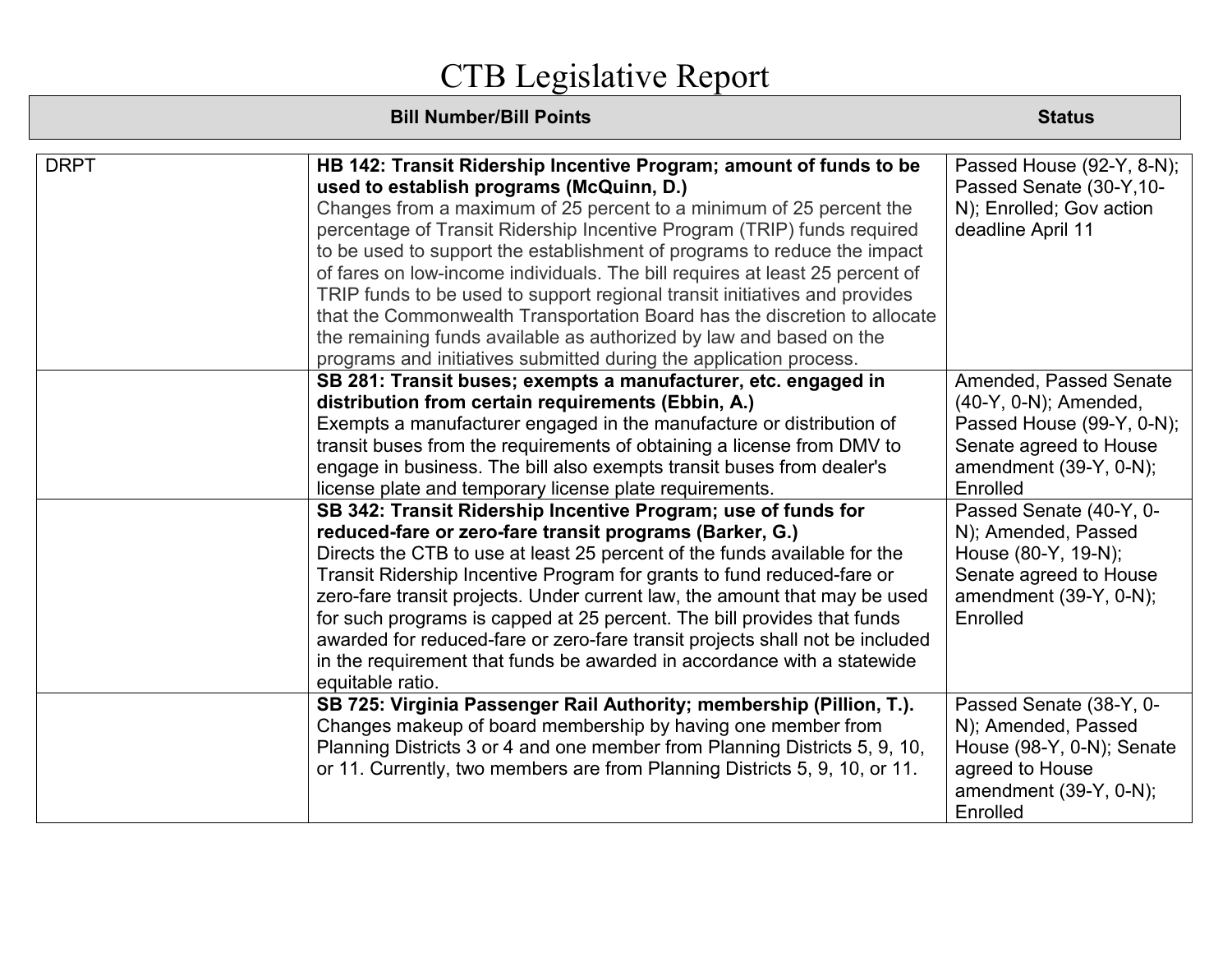# CTB Legislative Report

| | Bill Number/Bill Points | Status |
|---|---|---|
| DRPT | **HB 142: Transit Ridership Incentive Program; amount of funds to be used to establish programs (McQuinn, D.)** Changes from a maximum of 25 percent to a minimum of 25 percent the percentage of Transit Ridership Incentive Program (TRIP) funds required to be used to support the establishment of programs to reduce the impact of fares on low-income individuals. The bill requires at least 25 percent of TRIP funds to be used to support regional transit initiatives and provides that the Commonwealth Transportation Board has the discretion to allocate the remaining funds available as authorized by law and based on the programs and initiatives submitted during the application process. | Passed House (92-Y, 8-N); Passed Senate (30-Y,10-N); Enrolled; Gov action deadline April 11 |
| | **SB 281: Transit buses; exempts a manufacturer, etc. engaged in distribution from certain requirements (Ebbin, A.)** Exempts a manufacturer engaged in the manufacture or distribution of transit buses from the requirements of obtaining a license from DMV to engage in business. The bill also exempts transit buses from dealer's license plate and temporary license plate requirements. | Amended, Passed Senate (40-Y, 0-N); Amended, Passed House (99-Y, 0-N); Senate agreed to House amendment (39-Y, 0-N); Enrolled |
| | **SB 342: Transit Ridership Incentive Program; use of funds for reduced-fare or zero-fare transit programs (Barker, G.)** Directs the CTB to use at least 25 percent of the funds available for the Transit Ridership Incentive Program for grants to fund reduced-fare or zero-fare transit projects. Under current law, the amount that may be used for such programs is capped at 25 percent. The bill provides that funds awarded for reduced-fare or zero-fare transit projects shall not be included in the requirement that funds be awarded in accordance with a statewide equitable ratio. | Passed Senate (40-Y, 0-N); Amended, Passed House (80-Y, 19-N); Senate agreed to House amendment (39-Y, 0-N); Enrolled |
| | **SB 725: Virginia Passenger Rail Authority; membership (Pillion, T.).** Changes makeup of board membership by having one member from Planning Districts 3 or 4 and one member from Planning Districts 5, 9, 10, or 11. Currently, two members are from Planning Districts 5, 9, 10, or 11. | Passed Senate (38-Y, 0-N); Amended, Passed House (98-Y, 0-N); Senate agreed to House amendment (39-Y, 0-N); Enrolled |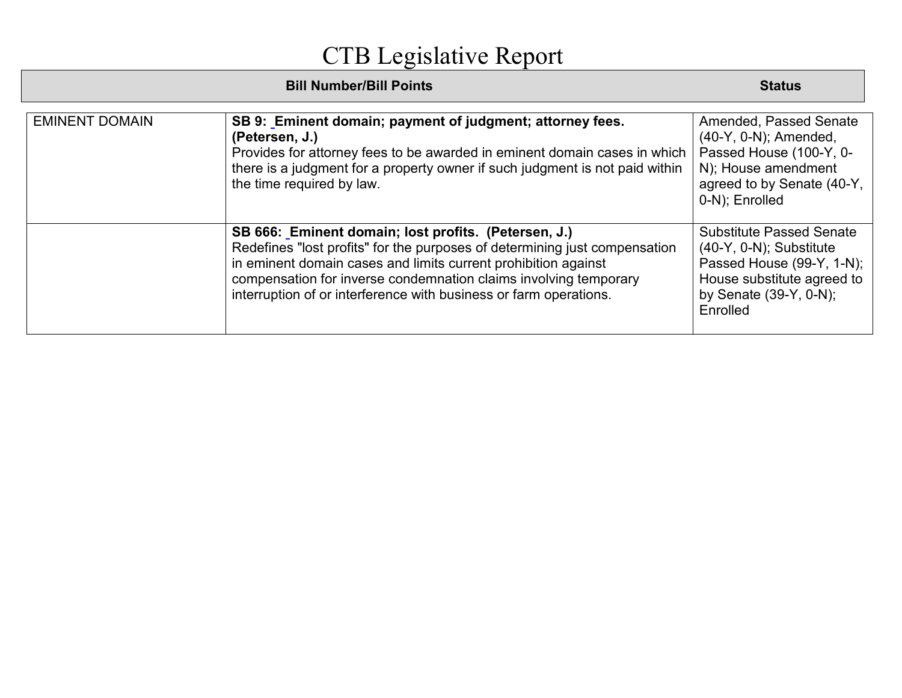# CTB Legislative Report

| | Bill Number/Bill Points | Status |
|---|---|---|
| EMINENT DOMAIN | **SB 9: Eminent domain; payment of judgment; attorney fees. (Petersen, J.)** Provides for attorney fees to be awarded in eminent domain cases in which there is a judgment for a property owner if such judgment is not paid within the time required by law. | Amended, Passed Senate (40-Y, 0-N); Amended, Passed House (100-Y, 0-N); House amendment agreed to by Senate (40-Y, 0-N); Enrolled |
| | **SB 666: Eminent domain; lost profits. (Petersen, J.)** Redefines "lost profits" for the purposes of determining just compensation in eminent domain cases and limits current prohibition against compensation for inverse condemnation claims involving temporary interruption of or interference with business or farm operations. | Substitute Passed Senate (40-Y, 0-N); Substitute Passed House (99-Y, 1-N); House substitute agreed to by Senate (39-Y, 0-N); Enrolled |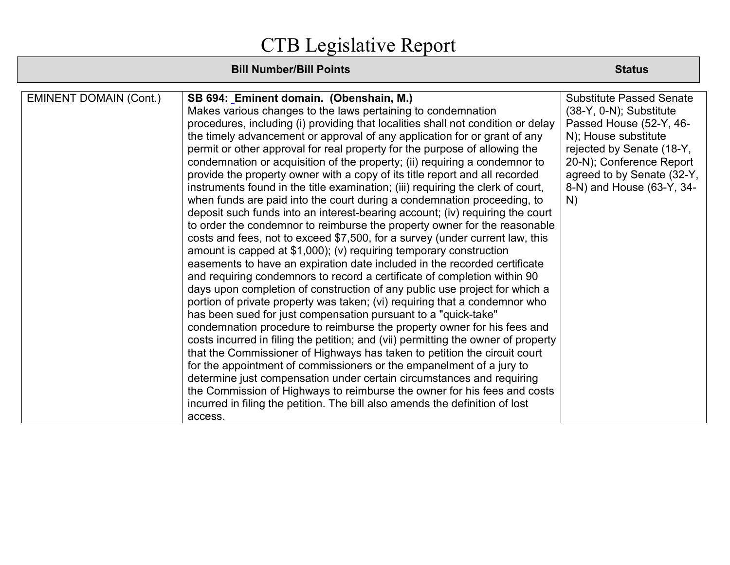# CTB Legislative Report

| | Bill Number/Bill Points | Status |
|---|---|---|
| EMINENT DOMAIN (Cont.) | **SB 694: Eminent domain. (Obenshain, M.)** Makes various changes to the laws pertaining to condemnation procedures, including (i) providing that localities shall not condition or delay the timely advancement or approval of any application for or grant of any permit or other approval for real property for the purpose of allowing the condemnation or acquisition of the property; (ii) requiring a condemnor to provide the property owner with a copy of its title report and all recorded instruments found in the title examination; (iii) requiring the clerk of court, when funds are paid into the court during a condemnation proceeding, to deposit such funds into an interest-bearing account; (iv) requiring the court to order the condemnor to reimburse the property owner for the reasonable costs and fees, not to exceed $7,500, for a survey (under current law, this amount is capped at $1,000); (v) requiring temporary construction easements to have an expiration date included in the recorded certificate and requiring condemnors to record a certificate of completion within 90 days upon completion of construction of any public use project for which a portion of private property was taken; (vi) requiring that a condemnor who has been sued for just compensation pursuant to a "quick-take" condemnation procedure to reimburse the property owner for his fees and costs incurred in filing the petition; and (vii) permitting the owner of property that the Commissioner of Highways has taken to petition the circuit court for the appointment of commissioners or the empanelment of a jury to determine just compensation under certain circumstances and requiring the Commission of Highways to reimburse the owner for his fees and costs incurred in filing the petition. The bill also amends the definition of lost access. | Substitute Passed Senate (38-Y, 0-N); Substitute Passed House (52-Y, 46-N); House substitute rejected by Senate (18-Y, 20-N); Conference Report agreed to by Senate (32-Y, 8-N) and House (63-Y, 34-N) |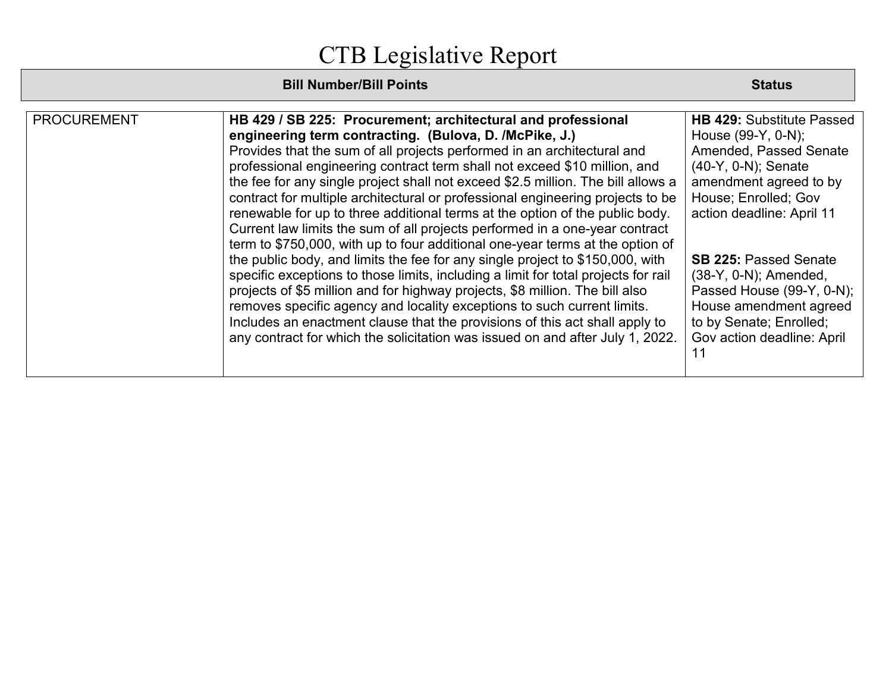# CTB Legislative Report

| | Bill Number/Bill Points | Status |
|---|---|---|
| PROCUREMENT | **HB 429 / SB 225: Procurement; architectural and professional engineering term contracting. (Bulova, D. /McPike, J.)** Provides that the sum of all projects performed in an architectural and professional engineering contract term shall not exceed $10 million, and the fee for any single project shall not exceed $2.5 million. The bill allows a contract for multiple architectural or professional engineering projects to be renewable for up to three additional terms at the option of the public body. Current law limits the sum of all projects performed in a one-year contract term to $750,000, with up to four additional one-year terms at the option of the public body, and limits the fee for any single project to $150,000, with specific exceptions to those limits, including a limit for total projects for rail projects of $5 million and for highway projects, $8 million. The bill also removes specific agency and locality exceptions to such current limits. Includes an enactment clause that the provisions of this act shall apply to any contract for which the solicitation was issued on and after July 1, 2022. | **HB 429:** Substitute Passed House (99-Y, 0-N); Amended, Passed Senate (40-Y, 0-N); Senate amendment agreed to by House; Enrolled; Gov action deadline: April 11<br><br>**SB 225:** Passed Senate (38-Y, 0-N); Amended, Passed House (99-Y, 0-N); House amendment agreed to by Senate; Enrolled; Gov action deadline: April 11 |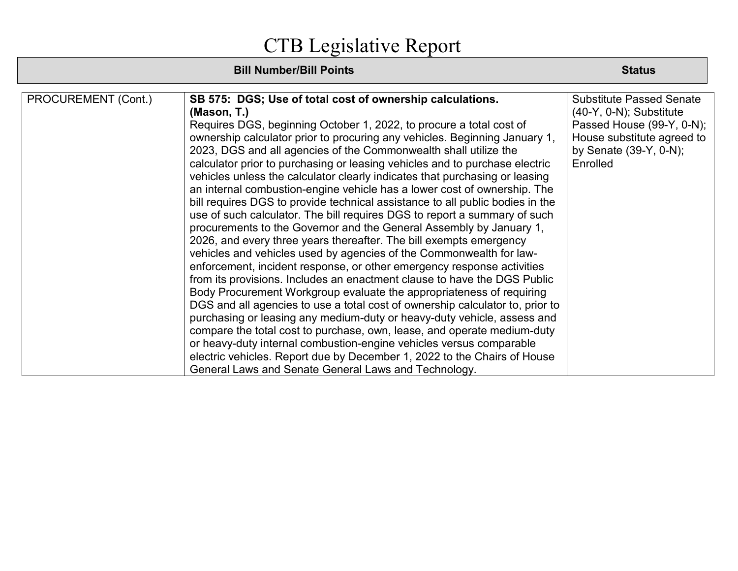# CTB Legislative Report

| | Bill Number/Bill Points | Status |
|---|---|---|
| PROCUREMENT (Cont.) | **SB 575: DGS; Use of total cost of ownership calculations. (Mason, T.)** Requires DGS, beginning October 1, 2022, to procure a total cost of ownership calculator prior to procuring any vehicles. Beginning January 1, 2023, DGS and all agencies of the Commonwealth shall utilize the calculator prior to purchasing or leasing vehicles and to purchase electric vehicles unless the calculator clearly indicates that purchasing or leasing an internal combustion-engine vehicle has a lower cost of ownership. The bill requires DGS to provide technical assistance to all public bodies in the use of such calculator. The bill requires DGS to report a summary of such procurements to the Governor and the General Assembly by January 1, 2026, and every three years thereafter. The bill exempts emergency vehicles and vehicles used by agencies of the Commonwealth for law-enforcement, incident response, or other emergency response activities from its provisions. Includes an enactment clause to have the DGS Public Body Procurement Workgroup evaluate the appropriateness of requiring DGS and all agencies to use a total cost of ownership calculator to, prior to purchasing or leasing any medium-duty or heavy-duty vehicle, assess and compare the total cost to purchase, own, lease, and operate medium-duty or heavy-duty internal combustion-engine vehicles versus comparable electric vehicles. Report due by December 1, 2022 to the Chairs of House General Laws and Senate General Laws and Technology. | Substitute Passed Senate (40-Y, 0-N); Substitute Passed House (99-Y, 0-N); House substitute agreed to by Senate (39-Y, 0-N); Enrolled |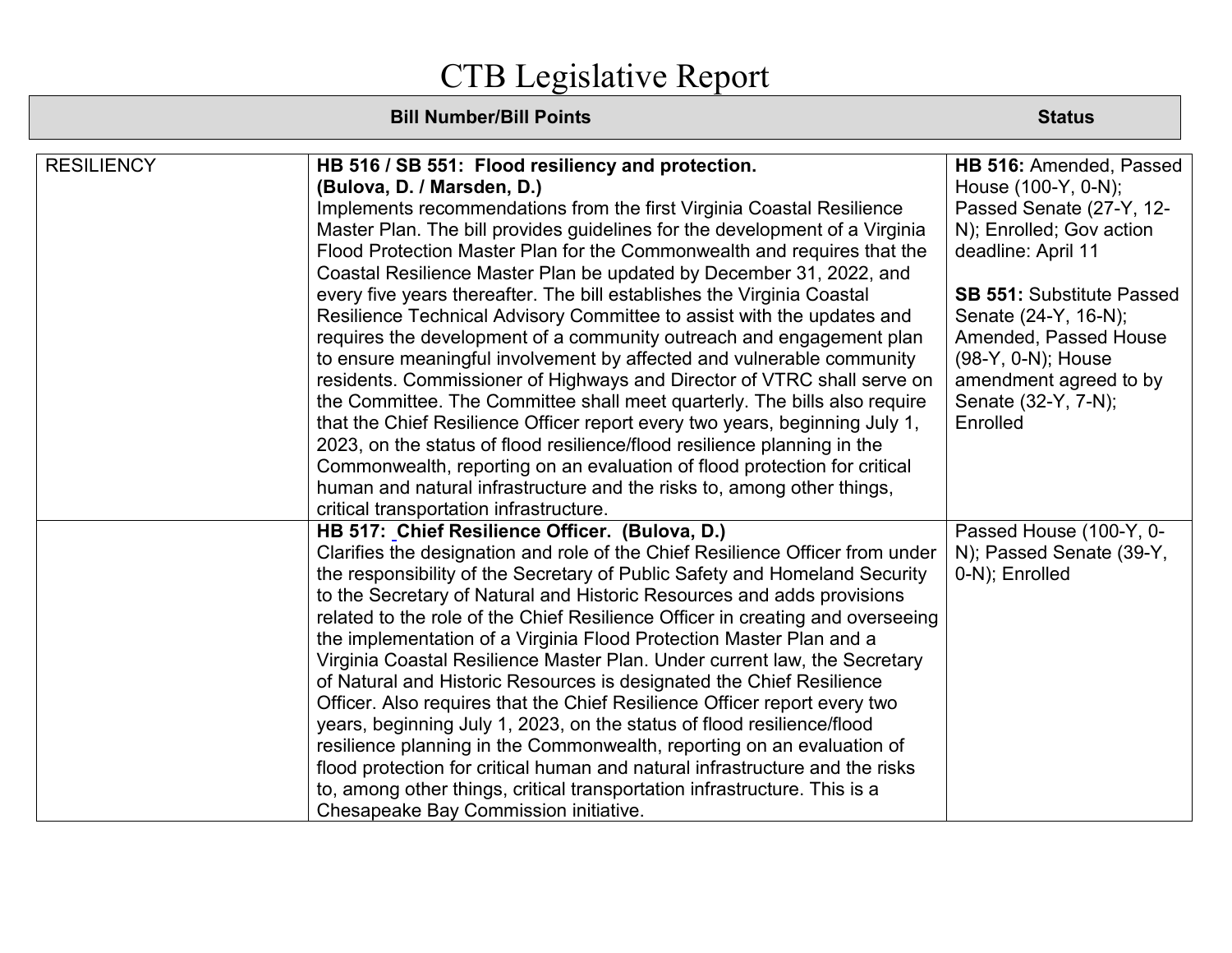# CTB Legislative Report

| Bill Number/Bill Points | | Status |
|---|---|---|
| RESILIENCY | **HB 516 / SB 551: Flood resiliency and protection. (Bulova, D. / Marsden, D.)** Implements recommendations from the first Virginia Coastal Resilience Master Plan. The bill provides guidelines for the development of a Virginia Flood Protection Master Plan for the Commonwealth and requires that the Coastal Resilience Master Plan be updated by December 31, 2022, and every five years thereafter. The bill establishes the Virginia Coastal Resilience Technical Advisory Committee to assist with the updates and requires the development of a community outreach and engagement plan to ensure meaningful involvement by affected and vulnerable community residents. Commissioner of Highways and Director of VTRC shall serve on the Committee. The Committee shall meet quarterly. The bills also require that the Chief Resilience Officer report every two years, beginning July 1, 2023, on the status of flood resilience/flood resilience planning in the Commonwealth, reporting on an evaluation of flood protection for critical human and natural infrastructure and the risks to, among other things, critical transportation infrastructure. | **HB 516:** Amended, Passed House (100-Y, 0-N); Passed Senate (27-Y, 12-N); Enrolled; Gov action deadline: April 11<br><br>**SB 551:** Substitute Passed Senate (24-Y, 16-N); Amended, Passed House (98-Y, 0-N); House amendment agreed to by Senate (32-Y, 7-N); Enrolled |
| | **HB 517: Chief Resilience Officer. (Bulova, D.)** Clarifies the designation and role of the Chief Resilience Officer from under the responsibility of the Secretary of Public Safety and Homeland Security to the Secretary of Natural and Historic Resources and adds provisions related to the role of the Chief Resilience Officer in creating and overseeing the implementation of a Virginia Flood Protection Master Plan and a Virginia Coastal Resilience Master Plan. Under current law, the Secretary of Natural and Historic Resources is designated the Chief Resilience Officer. Also requires that the Chief Resilience Officer report every two years, beginning July 1, 2023, on the status of flood resilience/flood resilience planning in the Commonwealth, reporting on an evaluation of flood protection for critical human and natural infrastructure and the risks to, among other things, critical transportation infrastructure. This is a Chesapeake Bay Commission initiative. | Passed House (100-Y, 0-N); Passed Senate (39-Y, 0-N); Enrolled |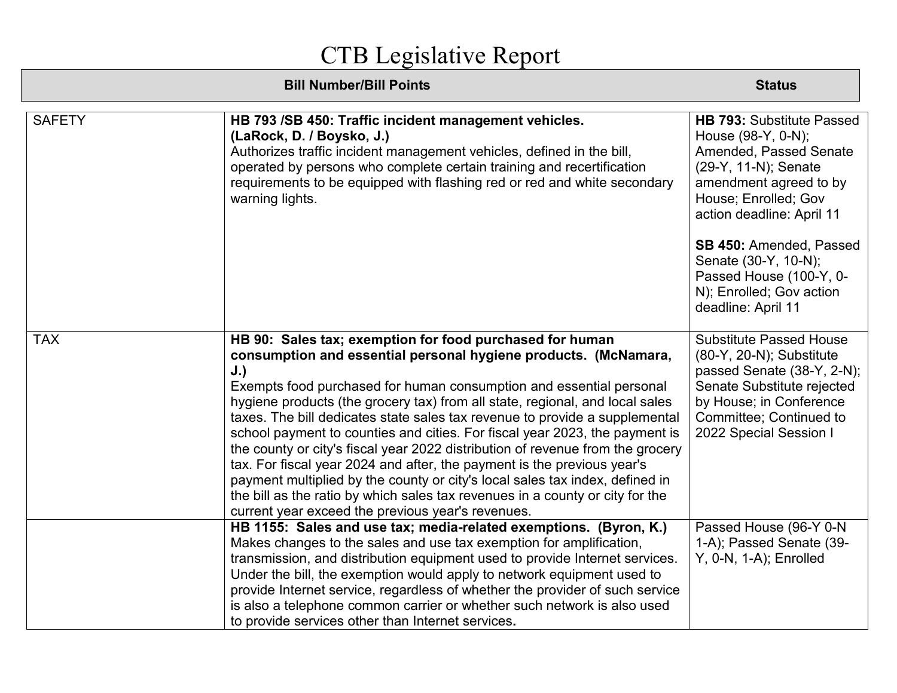# CTB Legislative Report

| | Bill Number/Bill Points | Status |
|---|---|---|
| SAFETY | **HB 793 /SB 450: Traffic incident management vehicles. (LaRock, D. / Boysko, J.)** Authorizes traffic incident management vehicles, defined in the bill, operated by persons who complete certain training and recertification requirements to be equipped with flashing red or red and white secondary warning lights. | **HB 793:** Substitute Passed House (98-Y, 0-N); Amended, Passed Senate (29-Y, 11-N); Senate amendment agreed to by House; Enrolled; Gov action deadline: April 11<br><br>**SB 450:** Amended, Passed Senate (30-Y, 10-N); Passed House (100-Y, 0-N); Enrolled; Gov action deadline: April 11 |
| TAX | **HB 90: Sales tax; exemption for food purchased for human consumption and essential personal hygiene products. (McNamara, J.)** Exempts food purchased for human consumption and essential personal hygiene products (the grocery tax) from all state, regional, and local sales taxes. The bill dedicates state sales tax revenue to provide a supplemental school payment to counties and cities. For fiscal year 2023, the payment is the county or city's fiscal year 2022 distribution of revenue from the grocery tax. For fiscal year 2024 and after, the payment is the previous year's payment multiplied by the county or city's local sales tax index, defined in the bill as the ratio by which sales tax revenues in a county or city for the current year exceed the previous year's revenues. | Substitute Passed House (80-Y, 20-N); Substitute passed Senate (38-Y, 2-N); Senate Substitute rejected by House; in Conference Committee; Continued to 2022 Special Session I |
| | **HB 1155: Sales and use tax; media-related exemptions. (Byron, K.)** Makes changes to the sales and use tax exemption for amplification, transmission, and distribution equipment used to provide Internet services. Under the bill, the exemption would apply to network equipment used to provide Internet service, regardless of whether the provider of such service is also a telephone common carrier or whether such network is also used to provide services other than Internet services. | Passed House (96-Y 0-N 1-A); Passed Senate (39-Y, 0-N, 1-A); Enrolled |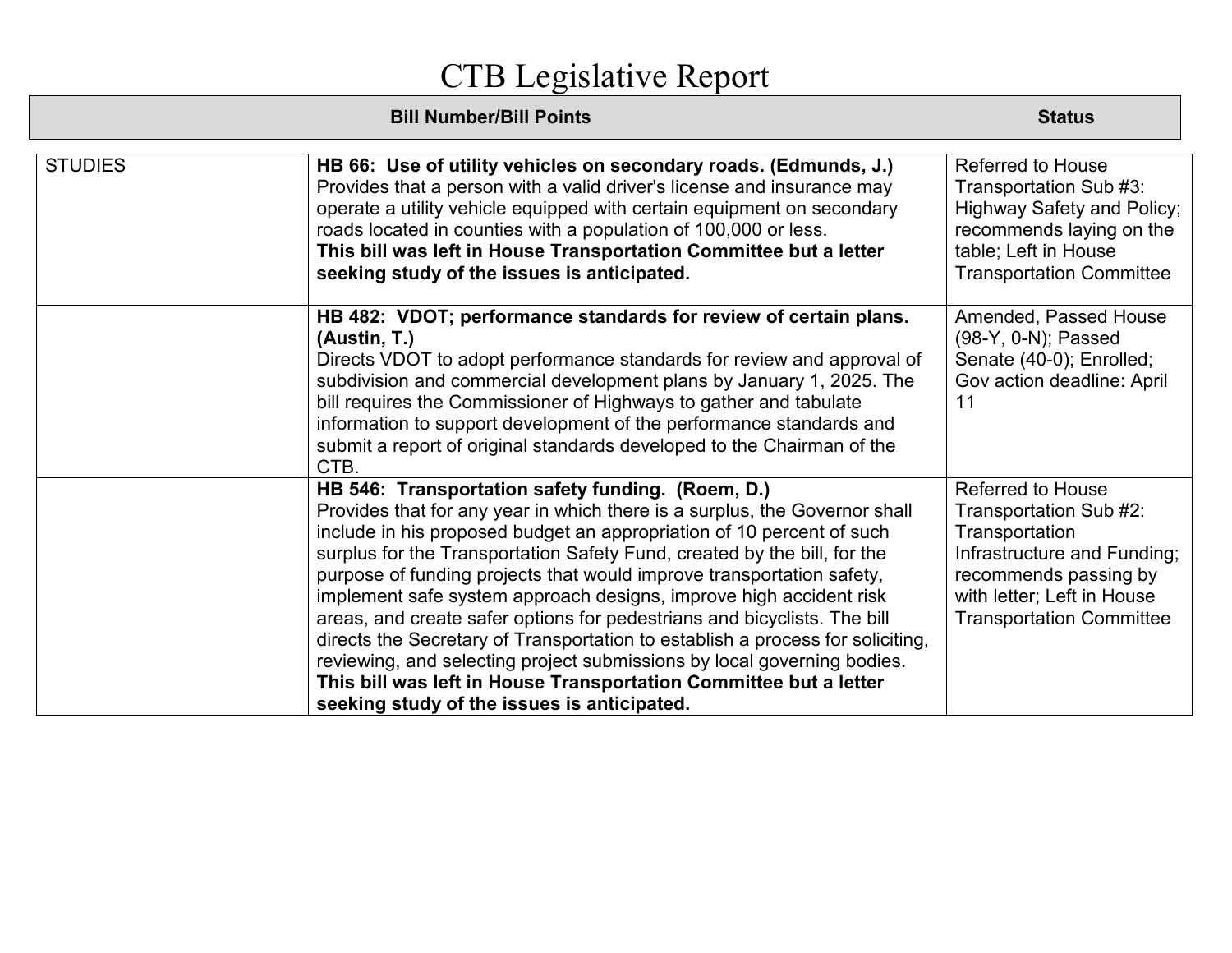# CTB Legislative Report

| | Bill Number/Bill Points | Status |
|---|---|---|
| STUDIES | **HB 66: Use of utility vehicles on secondary roads. (Edmunds, J.)** Provides that a person with a valid driver's license and insurance may operate a utility vehicle equipped with certain equipment on secondary roads located in counties with a population of 100,000 or less. **This bill was left in House Transportation Committee but a letter seeking study of the issues is anticipated.** | Referred to House Transportation Sub #3: Highway Safety and Policy; recommends laying on the table; Left in House Transportation Committee |
| | **HB 482: VDOT; performance standards for review of certain plans. (Austin, T.)** Directs VDOT to adopt performance standards for review and approval of subdivision and commercial development plans by January 1, 2025. The bill requires the Commissioner of Highways to gather and tabulate information to support development of the performance standards and submit a report of original standards developed to the Chairman of the CTB. | Amended, Passed House (98-Y, 0-N); Passed Senate (40-0); Enrolled; Gov action deadline: April 11 |
| | **HB 546: Transportation safety funding. (Roem, D.)** Provides that for any year in which there is a surplus, the Governor shall include in his proposed budget an appropriation of 10 percent of such surplus for the Transportation Safety Fund, created by the bill, for the purpose of funding projects that would improve transportation safety, implement safe system approach designs, improve high accident risk areas, and create safer options for pedestrians and bicyclists. The bill directs the Secretary of Transportation to establish a process for soliciting, reviewing, and selecting project submissions by local governing bodies. **This bill was left in House Transportation Committee but a letter seeking study of the issues is anticipated.** | Referred to House Transportation Sub #2: Transportation Infrastructure and Funding; recommends passing by with letter; Left in House Transportation Committee |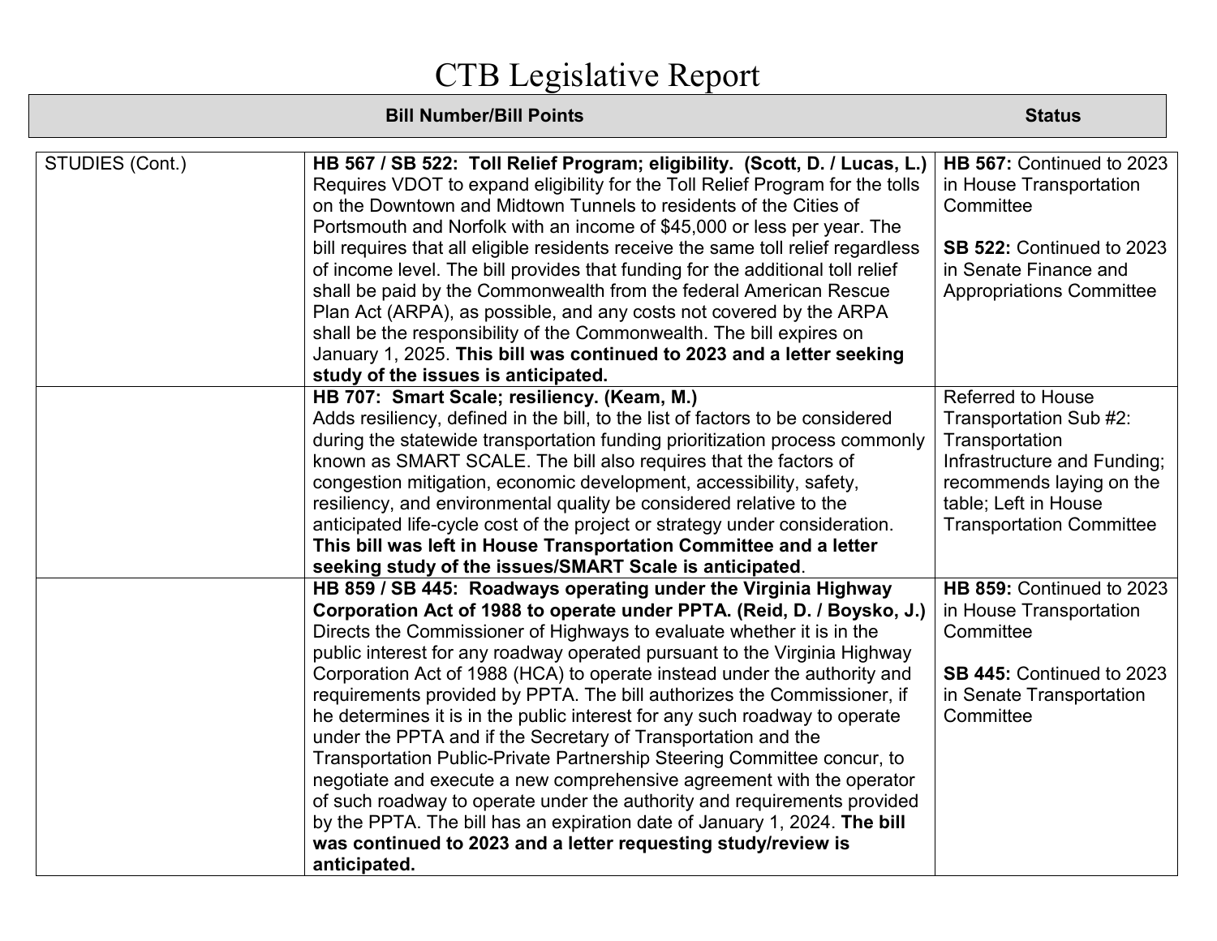# CTB Legislative Report

| | Bill Number/Bill Points | Status |
|---|---|---|
| STUDIES (Cont.) | **HB 567 / SB 522: Toll Relief Program; eligibility. (Scott, D. / Lucas, L.)** Requires VDOT to expand eligibility for the Toll Relief Program for the tolls on the Downtown and Midtown Tunnels to residents of the Cities of Portsmouth and Norfolk with an income of $45,000 or less per year. The bill requires that all eligible residents receive the same toll relief regardless of income level. The bill provides that funding for the additional toll relief shall be paid by the Commonwealth from the federal American Rescue Plan Act (ARPA), as possible, and any costs not covered by the ARPA shall be the responsibility of the Commonwealth. The bill expires on January 1, 2025. **This bill was continued to 2023 and a letter seeking study of the issues is anticipated.** | **HB 567:** Continued to 2023 in House Transportation Committee<br><br>**SB 522:** Continued to 2023 in Senate Finance and Appropriations Committee |
| | **HB 707: Smart Scale; resiliency. (Keam, M.)** Adds resiliency, defined in the bill, to the list of factors to be considered during the statewide transportation funding prioritization process commonly known as SMART SCALE. The bill also requires that the factors of congestion mitigation, economic development, accessibility, safety, resiliency, and environmental quality be considered relative to the anticipated life-cycle cost of the project or strategy under consideration. **This bill was left in House Transportation Committee and a letter seeking study of the issues/SMART Scale is anticipated**. | Referred to House Transportation Sub #2: Transportation Infrastructure and Funding; recommends laying on the table; Left in House Transportation Committee |
| | **HB 859 / SB 445: Roadways operating under the Virginia Highway Corporation Act of 1988 to operate under PPTA. (Reid, D. / Boysko, J.)** Directs the Commissioner of Highways to evaluate whether it is in the public interest for any roadway operated pursuant to the Virginia Highway Corporation Act of 1988 (HCA) to operate instead under the authority and requirements provided by PPTA. The bill authorizes the Commissioner, if he determines it is in the public interest for any such roadway to operate under the PPTA and if the Secretary of Transportation and the Transportation Public-Private Partnership Steering Committee concur, to negotiate and execute a new comprehensive agreement with the operator of such roadway to operate under the authority and requirements provided by the PPTA. The bill has an expiration date of January 1, 2024. **The bill was continued to 2023 and a letter requesting study/review is anticipated.** | **HB 859:** Continued to 2023 in House Transportation Committee<br><br>**SB 445:** Continued to 2023 in Senate Transportation Committee |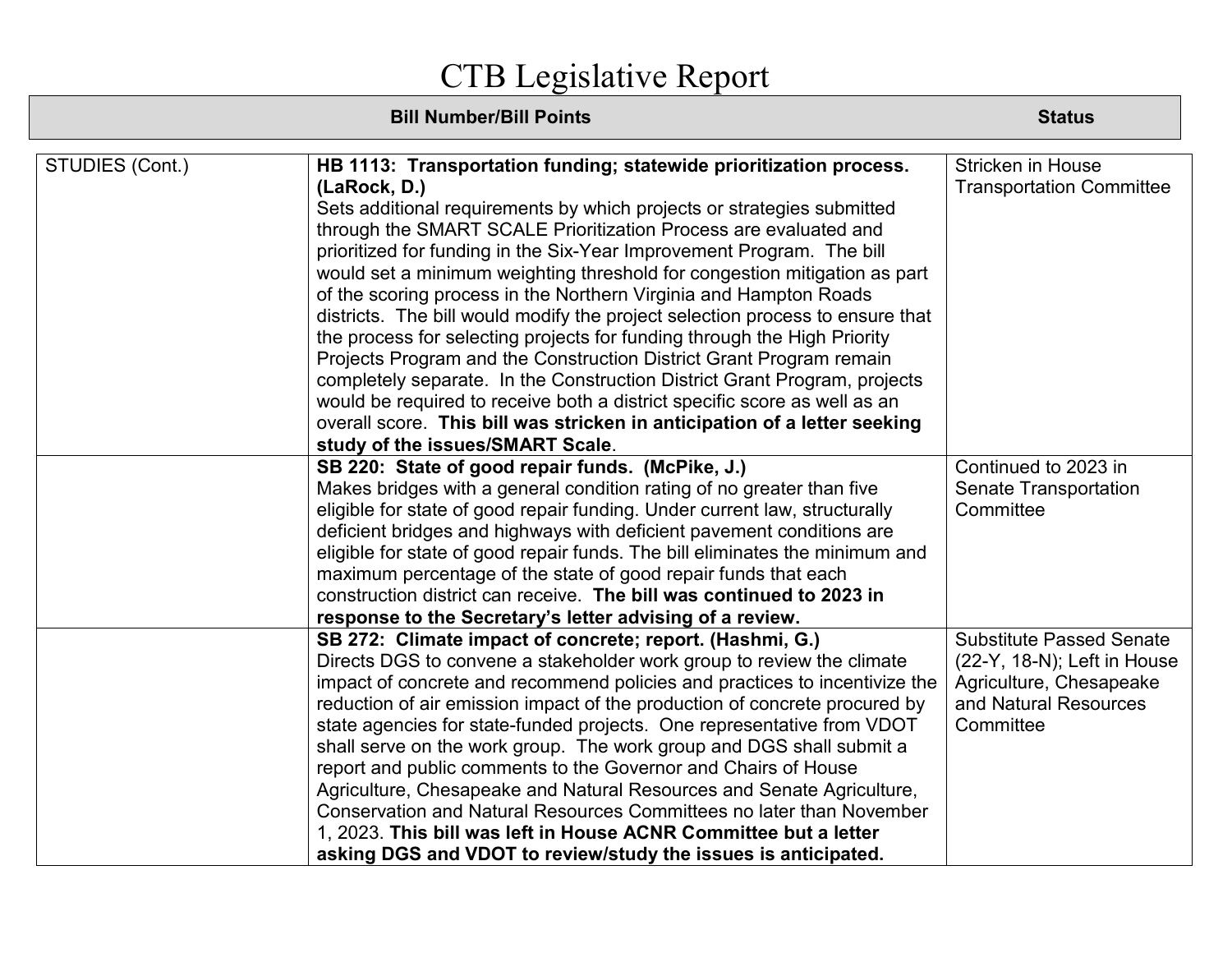# CTB Legislative Report

| Category | Bill Number/Bill Points | Status |
|---|---|---|
| STUDIES (Cont.) | **HB 1113: Transportation funding; statewide prioritization process. (LaRock, D.)** Sets additional requirements by which projects or strategies submitted through the SMART SCALE Prioritization Process are evaluated and prioritized for funding in the Six-Year Improvement Program. The bill would set a minimum weighting threshold for congestion mitigation as part of the scoring process in the Northern Virginia and Hampton Roads districts. The bill would modify the project selection process to ensure that the process for selecting projects for funding through the High Priority Projects Program and the Construction District Grant Program remain completely separate. In the Construction District Grant Program, projects would be required to receive both a district specific score as well as an overall score. **This bill was stricken in anticipation of a letter seeking study of the issues/SMART Scale**. | Stricken in House Transportation Committee |
| | **SB 220: State of good repair funds. (McPike, J.)** Makes bridges with a general condition rating of no greater than five eligible for state of good repair funding. Under current law, structurally deficient bridges and highways with deficient pavement conditions are eligible for state of good repair funds. The bill eliminates the minimum and maximum percentage of the state of good repair funds that each construction district can receive. **The bill was continued to 2023 in response to the Secretary's letter advising of a review.** | Continued to 2023 in Senate Transportation Committee |
| | **SB 272: Climate impact of concrete; report. (Hashmi, G.)** Directs DGS to convene a stakeholder work group to review the climate impact of concrete and recommend policies and practices to incentivize the reduction of air emission impact of the production of concrete procured by state agencies for state-funded projects. One representative from VDOT shall serve on the work group. The work group and DGS shall submit a report and public comments to the Governor and Chairs of House Agriculture, Chesapeake and Natural Resources and Senate Agriculture, Conservation and Natural Resources Committees no later than November 1, 2023. **This bill was left in House ACNR Committee but a letter asking DGS and VDOT to review/study the issues is anticipated.** | Substitute Passed Senate (22-Y, 18-N); Left in House Agriculture, Chesapeake and Natural Resources Committee |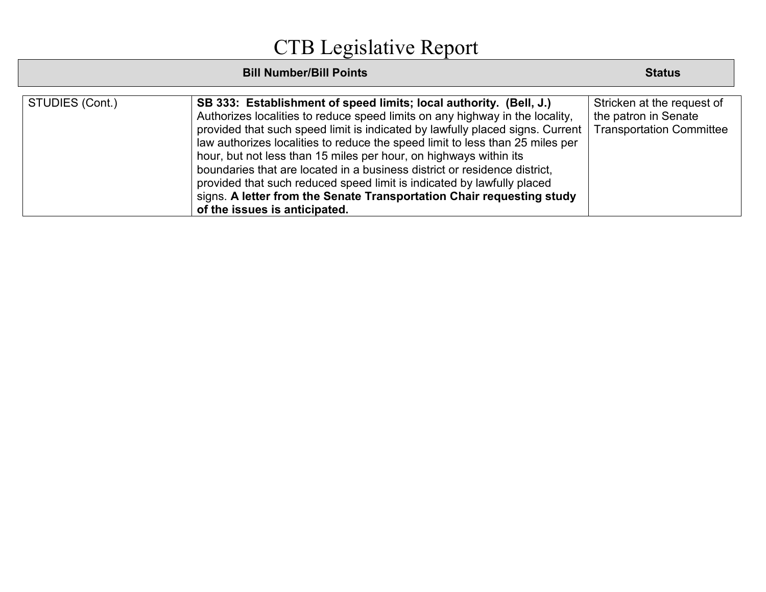# CTB Legislative Report

| | Bill Number/Bill Points | Status |
| --- | --- | --- |
| STUDIES (Cont.) | **SB 333: Establishment of speed limits; local authority. (Bell, J.)** Authorizes localities to reduce speed limits on any highway in the locality, provided that such speed limit is indicated by lawfully placed signs. Current law authorizes localities to reduce the speed limit to less than 25 miles per hour, but not less than 15 miles per hour, on highways within its boundaries that are located in a business district or residence district, provided that such reduced speed limit is indicated by lawfully placed signs. **A letter from the Senate Transportation Chair requesting study of the issues is anticipated.** | Stricken at the request of the patron in Senate Transportation Committee |